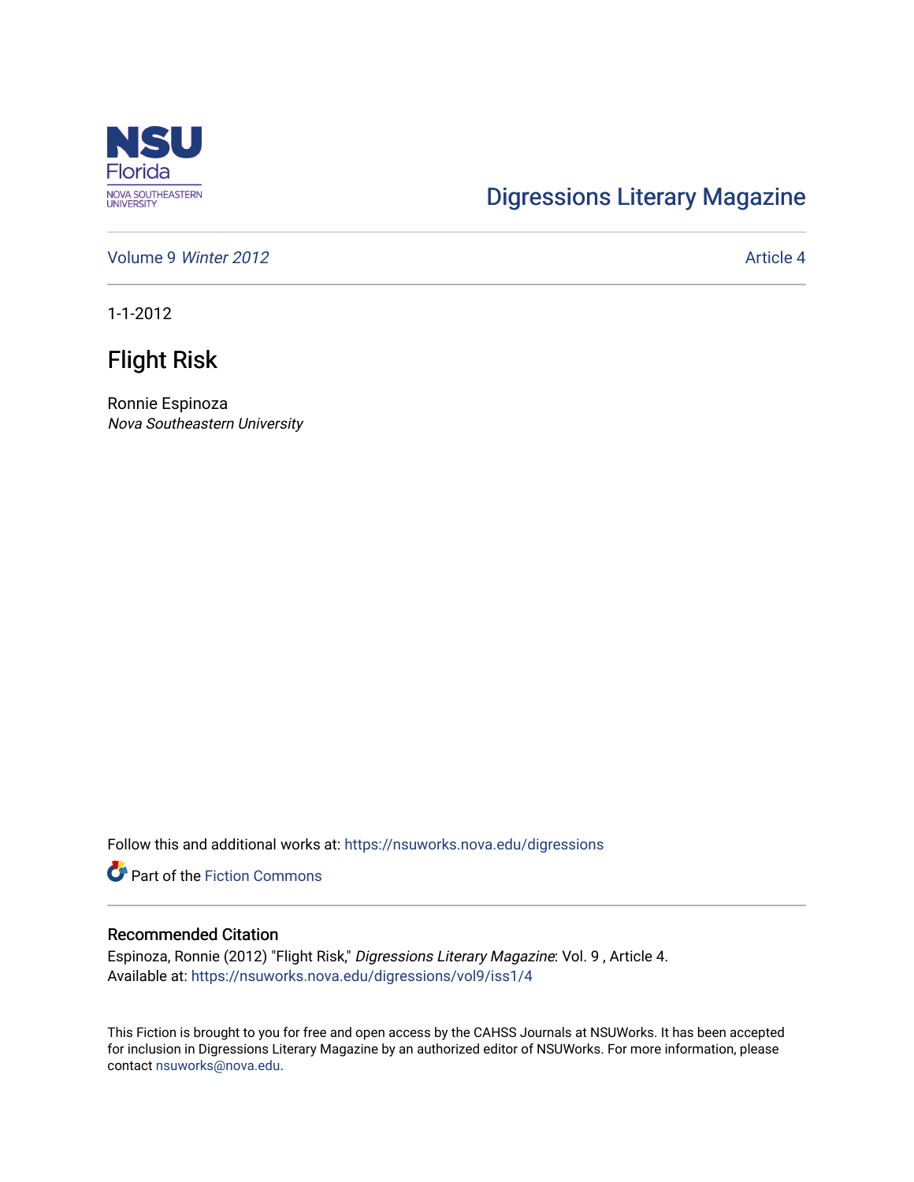Digressions Literary Magazine

Volume 9 *Winter 2012*

Article 4

1-1-2012

# Flight Risk

Ronnie Espinoza
*Nova Southeastern University*

Follow this and additional works at: https://nsuworks.nova.edu/digressions

Part of the Fiction Commons

## Recommended Citation

Espinoza, Ronnie (2012) "Flight Risk," *Digressions Literary Magazine*: Vol. 9 , Article 4.
Available at: https://nsuworks.nova.edu/digressions/vol9/iss1/4

This Fiction is brought to you for free and open access by the CAHSS Journals at NSUWorks. It has been accepted for inclusion in Digressions Literary Magazine by an authorized editor of NSUWorks. For more information, please contact nsuworks@nova.edu.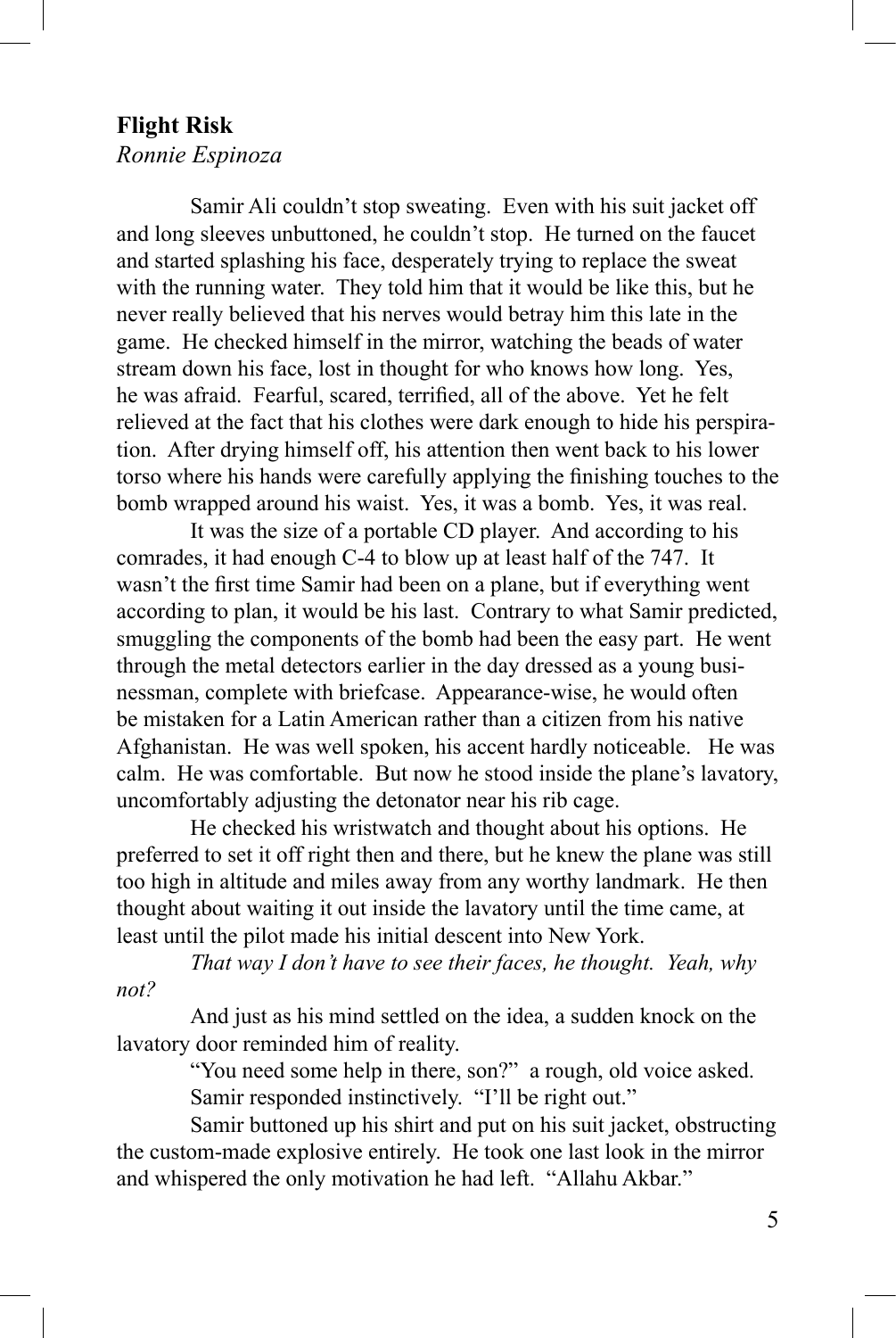**Flight Risk**

*Ronnie Espinoza*

Samir Ali couldn't stop sweating. Even with his suit jacket off and long sleeves unbuttoned, he couldn't stop. He turned on the faucet and started splashing his face, desperately trying to replace the sweat with the running water. They told him that it would be like this, but he never really believed that his nerves would betray him this late in the game. He checked himself in the mirror, watching the beads of water stream down his face, lost in thought for who knows how long. Yes, he was afraid. Fearful, scared, terrified, all of the above. Yet he felt relieved at the fact that his clothes were dark enough to hide his perspiration. After drying himself off, his attention then went back to his lower torso where his hands were carefully applying the finishing touches to the bomb wrapped around his waist. Yes, it was a bomb. Yes, it was real.

It was the size of a portable CD player. And according to his comrades, it had enough C-4 to blow up at least half of the 747. It wasn't the first time Samir had been on a plane, but if everything went according to plan, it would be his last. Contrary to what Samir predicted, smuggling the components of the bomb had been the easy part. He went through the metal detectors earlier in the day dressed as a young businessman, complete with briefcase. Appearance-wise, he would often be mistaken for a Latin American rather than a citizen from his native Afghanistan. He was well spoken, his accent hardly noticeable. He was calm. He was comfortable. But now he stood inside the plane's lavatory, uncomfortably adjusting the detonator near his rib cage.

He checked his wristwatch and thought about his options. He preferred to set it off right then and there, but he knew the plane was still too high in altitude and miles away from any worthy landmark. He then thought about waiting it out inside the lavatory until the time came, at least until the pilot made his initial descent into New York.

*That way I don't have to see their faces, he thought. Yeah, why not?*

And just as his mind settled on the idea, a sudden knock on the lavatory door reminded him of reality.

"You need some help in there, son?" a rough, old voice asked.

Samir responded instinctively. "I'll be right out."

Samir buttoned up his shirt and put on his suit jacket, obstructing the custom-made explosive entirely. He took one last look in the mirror and whispered the only motivation he had left. "Allahu Akbar."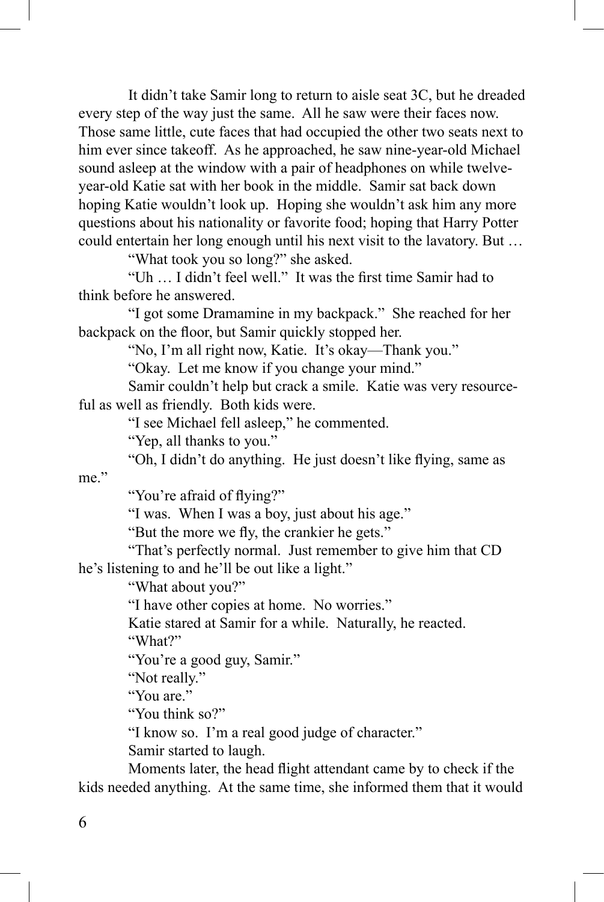It didn't take Samir long to return to aisle seat 3C, but he dreaded every step of the way just the same. All he saw were their faces now. Those same little, cute faces that had occupied the other two seats next to him ever since takeoff. As he approached, he saw nine-year-old Michael sound asleep at the window with a pair of headphones on while twelve-year-old Katie sat with her book in the middle. Samir sat back down hoping Katie wouldn't look up. Hoping she wouldn't ask him any more questions about his nationality or favorite food; hoping that Harry Potter could entertain her long enough until his next visit to the lavatory. But …

"What took you so long?" she asked.

"Uh … I didn't feel well." It was the first time Samir had to think before he answered.

"I got some Dramamine in my backpack." She reached for her backpack on the floor, but Samir quickly stopped her.

"No, I'm all right now, Katie. It's okay—Thank you."

"Okay. Let me know if you change your mind."

Samir couldn't help but crack a smile. Katie was very resourceful as well as friendly. Both kids were.

"I see Michael fell asleep," he commented.

"Yep, all thanks to you."

"Oh, I didn't do anything. He just doesn't like flying, same as me."

"You're afraid of flying?"

"I was. When I was a boy, just about his age."

"But the more we fly, the crankier he gets."

"That's perfectly normal. Just remember to give him that CD he's listening to and he'll be out like a light."

"What about you?"

"I have other copies at home. No worries."

Katie stared at Samir for a while. Naturally, he reacted.

"What?"

"You're a good guy, Samir."

"Not really."

"You are."

"You think so?"

"I know so. I'm a real good judge of character."

Samir started to laugh.

Moments later, the head flight attendant came by to check if the kids needed anything. At the same time, she informed them that it would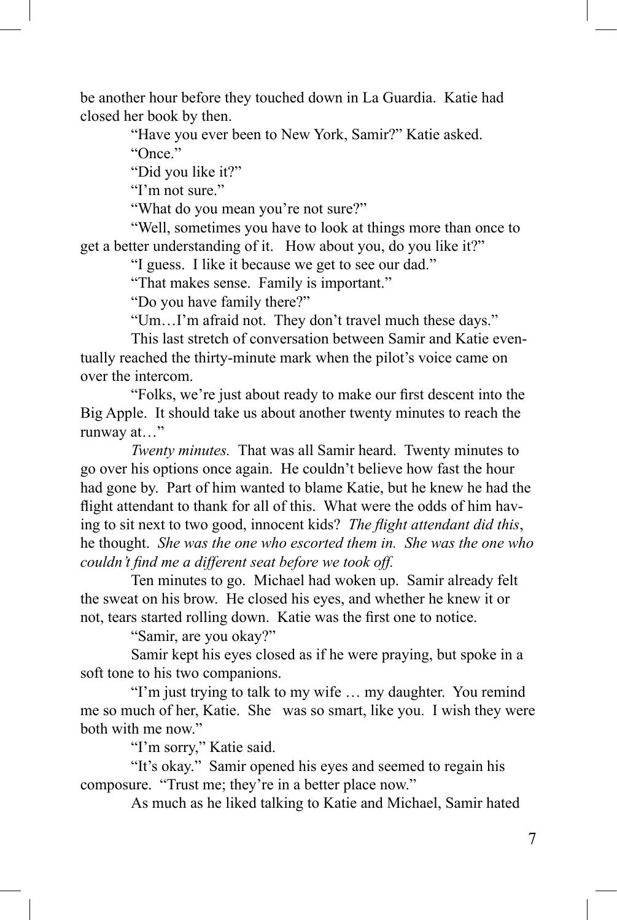be another hour before they touched down in La Guardia. Katie had closed her book by then.

"Have you ever been to New York, Samir?" Katie asked.

"Once."

"Did you like it?"

"I'm not sure."

"What do you mean you're not sure?"

"Well, sometimes you have to look at things more than once to get a better understanding of it. How about you, do you like it?"

"I guess. I like it because we get to see our dad."

"That makes sense. Family is important."

"Do you have family there?"

"Um…I'm afraid not. They don't travel much these days."

This last stretch of conversation between Samir and Katie eventually reached the thirty-minute mark when the pilot's voice came on over the intercom.

"Folks, we're just about ready to make our first descent into the Big Apple. It should take us about another twenty minutes to reach the runway at…"

*Twenty minutes.* That was all Samir heard. Twenty minutes to go over his options once again. He couldn't believe how fast the hour had gone by. Part of him wanted to blame Katie, but he knew he had the flight attendant to thank for all of this. What were the odds of him having to sit next to two good, innocent kids? *The flight attendant did this*, he thought. *She was the one who escorted them in. She was the one who couldn't find me a different seat before we took off.*

Ten minutes to go. Michael had woken up. Samir already felt the sweat on his brow. He closed his eyes, and whether he knew it or not, tears started rolling down. Katie was the first one to notice.

"Samir, are you okay?"

Samir kept his eyes closed as if he were praying, but spoke in a soft tone to his two companions.

"I'm just trying to talk to my wife … my daughter. You remind me so much of her, Katie. She was so smart, like you. I wish they were both with me now."

"I'm sorry," Katie said.

"It's okay." Samir opened his eyes and seemed to regain his composure. "Trust me; they're in a better place now."

As much as he liked talking to Katie and Michael, Samir hated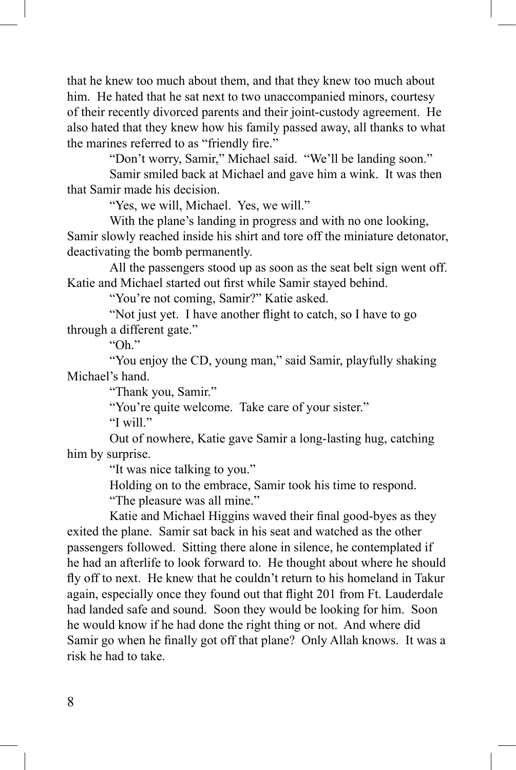that he knew too much about them, and that they knew too much about him. He hated that he sat next to two unaccompanied minors, courtesy of their recently divorced parents and their joint-custody agreement. He also hated that they knew how his family passed away, all thanks to what the marines referred to as "friendly fire."

"Don't worry, Samir," Michael said. "We'll be landing soon."

Samir smiled back at Michael and gave him a wink. It was then that Samir made his decision.

"Yes, we will, Michael. Yes, we will."

With the plane's landing in progress and with no one looking, Samir slowly reached inside his shirt and tore off the miniature detonator, deactivating the bomb permanently.

All the passengers stood up as soon as the seat belt sign went off. Katie and Michael started out first while Samir stayed behind.

"You're not coming, Samir?" Katie asked.

"Not just yet. I have another flight to catch, so I have to go through a different gate."

"Oh."

"You enjoy the CD, young man," said Samir, playfully shaking Michael's hand.

"Thank you, Samir."

"You're quite welcome. Take care of your sister."

"I will."

Out of nowhere, Katie gave Samir a long-lasting hug, catching him by surprise.

"It was nice talking to you."

Holding on to the embrace, Samir took his time to respond.

"The pleasure was all mine."

Katie and Michael Higgins waved their final good-byes as they exited the plane. Samir sat back in his seat and watched as the other passengers followed. Sitting there alone in silence, he contemplated if he had an afterlife to look forward to. He thought about where he should fly off to next. He knew that he couldn't return to his homeland in Takur again, especially once they found out that flight 201 from Ft. Lauderdale had landed safe and sound. Soon they would be looking for him. Soon he would know if he had done the right thing or not. And where did Samir go when he finally got off that plane? Only Allah knows. It was a risk he had to take.